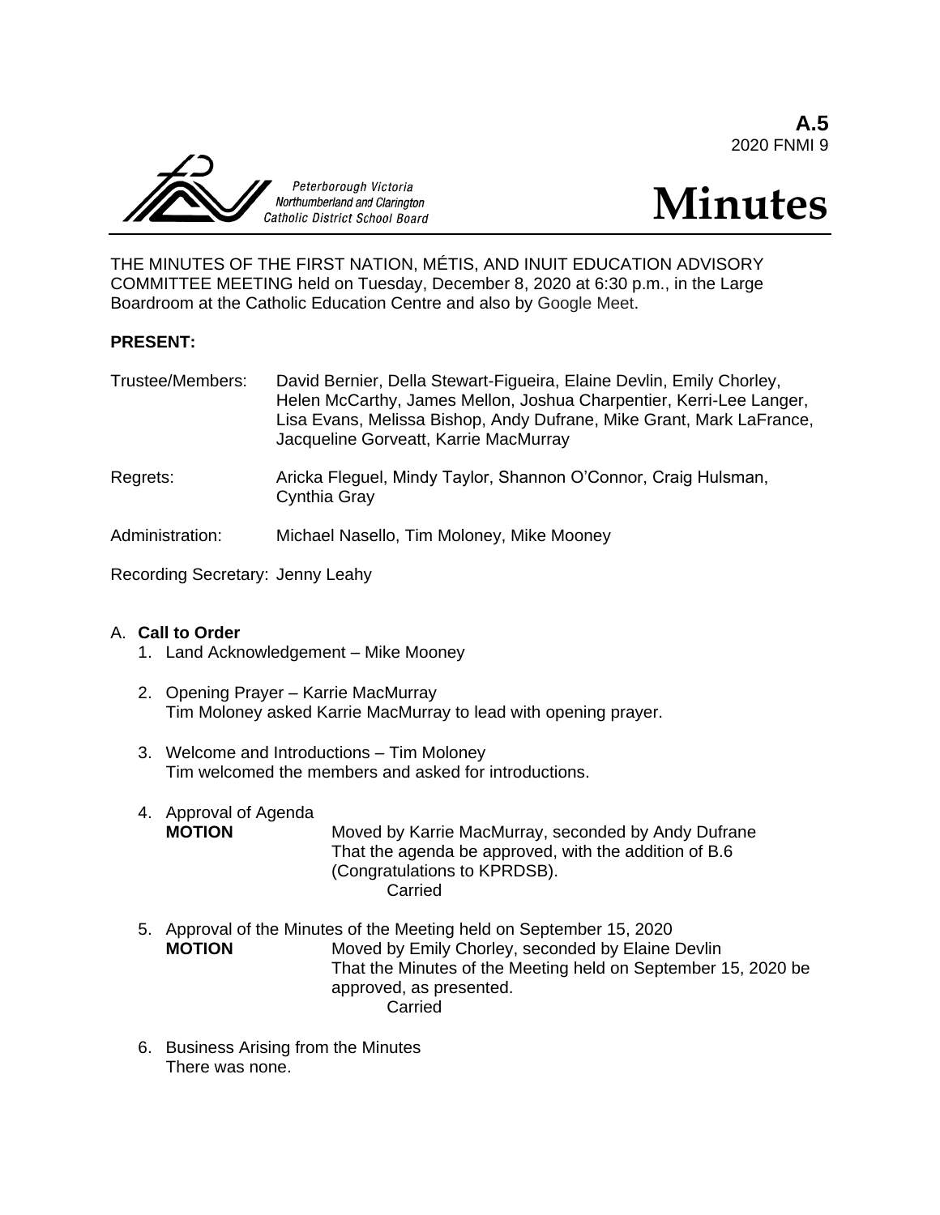**A.5**
2020 FNMI 9

Peterborough Victoria Northumberland and Clarington Catholic District School Board

# Minutes

THE MINUTES OF THE FIRST NATION, MÉTIS, AND INUIT EDUCATION ADVISORY COMMITTEE MEETING held on Tuesday, December 8, 2020 at 6:30 p.m., in the Large Boardroom at the Catholic Education Centre and also by Google Meet.

**PRESENT:**

Trustee/Members: David Bernier, Della Stewart-Figueira, Elaine Devlin, Emily Chorley, Helen McCarthy, James Mellon, Joshua Charpentier, Kerri-Lee Langer, Lisa Evans, Melissa Bishop, Andy Dufrane, Mike Grant, Mark LaFrance, Jacqueline Gorveatt, Karrie MacMurray

Regrets: Aricka Fleguel, Mindy Taylor, Shannon O'Connor, Craig Hulsman, Cynthia Gray

Administration: Michael Nasello, Tim Moloney, Mike Mooney

Recording Secretary: Jenny Leahy

A. **Call to Order**

1. Land Acknowledgement – Mike Mooney

2. Opening Prayer – Karrie MacMurray
   Tim Moloney asked Karrie MacMurray to lead with opening prayer.

3. Welcome and Introductions – Tim Moloney
   Tim welcomed the members and asked for introductions.

4. Approval of Agenda
   **MOTION** Moved by Karrie MacMurray, seconded by Andy Dufrane
   That the agenda be approved, with the addition of B.6 (Congratulations to KPRDSB).
   Carried

5. Approval of the Minutes of the Meeting held on September 15, 2020
   **MOTION** Moved by Emily Chorley, seconded by Elaine Devlin
   That the Minutes of the Meeting held on September 15, 2020 be approved, as presented.
   Carried

6. Business Arising from the Minutes
   There was none.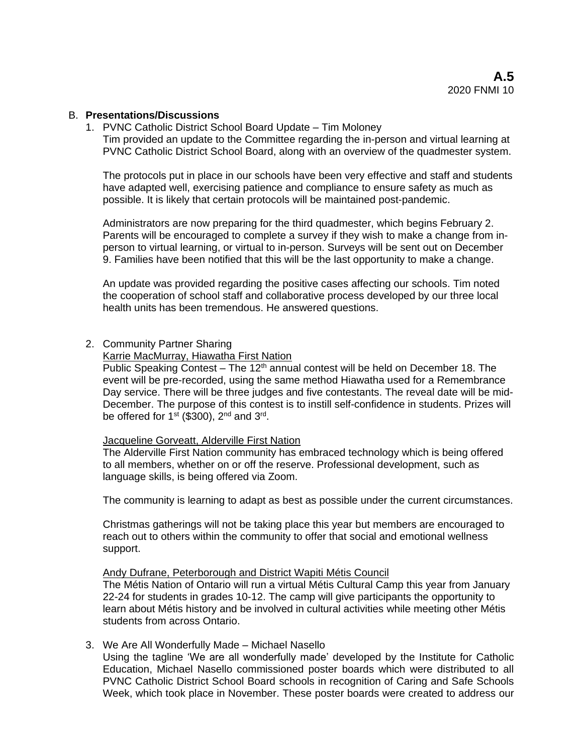B. **Presentations/Discussions**

1. PVNC Catholic District School Board Update – Tim Moloney
   Tim provided an update to the Committee regarding the in-person and virtual learning at PVNC Catholic District School Board, along with an overview of the quadmester system.

   The protocols put in place in our schools have been very effective and staff and students have adapted well, exercising patience and compliance to ensure safety as much as possible. It is likely that certain protocols will be maintained post-pandemic.

   Administrators are now preparing for the third quadmester, which begins February 2. Parents will be encouraged to complete a survey if they wish to make a change from in-person to virtual learning, or virtual to in-person. Surveys will be sent out on December 9. Families have been notified that this will be the last opportunity to make a change.

   An update was provided regarding the positive cases affecting our schools. Tim noted the cooperation of school staff and collaborative process developed by our three local health units has been tremendous. He answered questions.

2. Community Partner Sharing
   <u>Karrie MacMurray, Hiawatha First Nation</u>
   Public Speaking Contest – The 12th annual contest will be held on December 18. The event will be pre-recorded, using the same method Hiawatha used for a Remembrance Day service. There will be three judges and five contestants. The reveal date will be mid-December. The purpose of this contest is to instill self-confidence in students. Prizes will be offered for 1st ($300), 2nd and 3rd.

   <u>Jacqueline Gorveatt, Alderville First Nation</u>
   The Alderville First Nation community has embraced technology which is being offered to all members, whether on or off the reserve. Professional development, such as language skills, is being offered via Zoom.

   The community is learning to adapt as best as possible under the current circumstances.

   Christmas gatherings will not be taking place this year but members are encouraged to reach out to others within the community to offer that social and emotional wellness support.

   <u>Andy Dufrane, Peterborough and District Wapiti Métis Council</u>
   The Métis Nation of Ontario will run a virtual Métis Cultural Camp this year from January 22-24 for students in grades 10-12. The camp will give participants the opportunity to learn about Métis history and be involved in cultural activities while meeting other Métis students from across Ontario.

3. We Are All Wonderfully Made – Michael Nasello
   Using the tagline 'We are all wonderfully made' developed by the Institute for Catholic Education, Michael Nasello commissioned poster boards which were distributed to all PVNC Catholic District School Board schools in recognition of Caring and Safe Schools Week, which took place in November. These poster boards were created to address our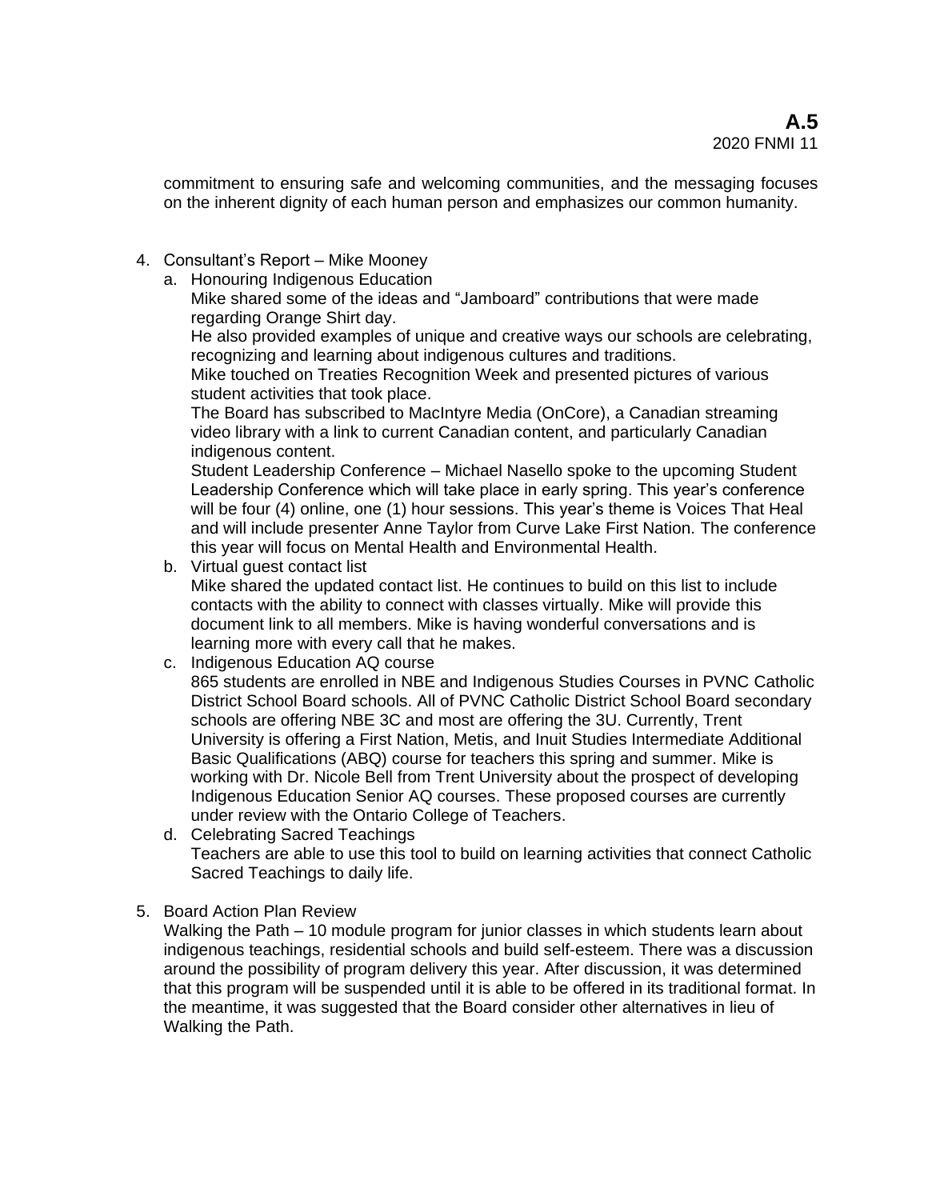commitment to ensuring safe and welcoming communities, and the messaging focuses on the inherent dignity of each human person and emphasizes our common humanity.

4. Consultant's Report – Mike Mooney
   a. Honouring Indigenous Education
      Mike shared some of the ideas and "Jamboard" contributions that were made regarding Orange Shirt day.
      He also provided examples of unique and creative ways our schools are celebrating, recognizing and learning about indigenous cultures and traditions.
      Mike touched on Treaties Recognition Week and presented pictures of various student activities that took place.
      The Board has subscribed to MacIntyre Media (OnCore), a Canadian streaming video library with a link to current Canadian content, and particularly Canadian indigenous content.
      Student Leadership Conference – Michael Nasello spoke to the upcoming Student Leadership Conference which will take place in early spring. This year's conference will be four (4) online, one (1) hour sessions. This year's theme is Voices That Heal and will include presenter Anne Taylor from Curve Lake First Nation. The conference this year will focus on Mental Health and Environmental Health.
   b. Virtual guest contact list
      Mike shared the updated contact list. He continues to build on this list to include contacts with the ability to connect with classes virtually. Mike will provide this document link to all members. Mike is having wonderful conversations and is learning more with every call that he makes.
   c. Indigenous Education AQ course
      865 students are enrolled in NBE and Indigenous Studies Courses in PVNC Catholic District School Board schools. All of PVNC Catholic District School Board secondary schools are offering NBE 3C and most are offering the 3U. Currently, Trent University is offering a First Nation, Metis, and Inuit Studies Intermediate Additional Basic Qualifications (ABQ) course for teachers this spring and summer. Mike is working with Dr. Nicole Bell from Trent University about the prospect of developing Indigenous Education Senior AQ courses. These proposed courses are currently under review with the Ontario College of Teachers.
   d. Celebrating Sacred Teachings
      Teachers are able to use this tool to build on learning activities that connect Catholic Sacred Teachings to daily life.

5. Board Action Plan Review
   Walking the Path – 10 module program for junior classes in which students learn about indigenous teachings, residential schools and build self-esteem. There was a discussion around the possibility of program delivery this year. After discussion, it was determined that this program will be suspended until it is able to be offered in its traditional format. In the meantime, it was suggested that the Board consider other alternatives in lieu of Walking the Path.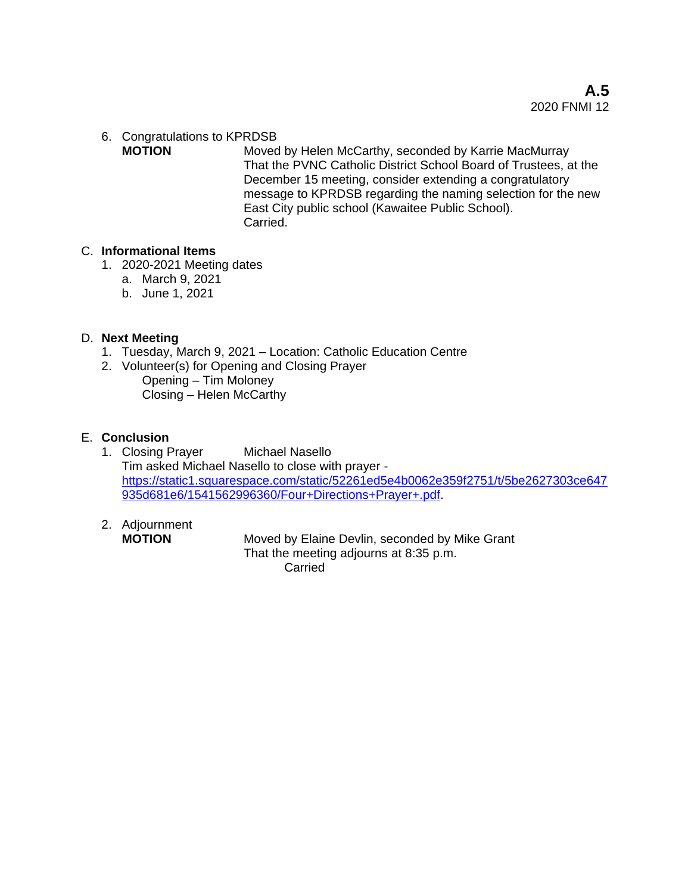6. Congratulations to KPRDSB

   **MOTION** Moved by Helen McCarthy, seconded by Karrie MacMurray
   That the PVNC Catholic District School Board of Trustees, at the December 15 meeting, consider extending a congratulatory message to KPRDSB regarding the naming selection for the new East City public school (Kawaitee Public School).
   Carried.

## C. Informational Items

1. 2020-2021 Meeting dates
   a. March 9, 2021
   b. June 1, 2021

## D. Next Meeting

1. Tuesday, March 9, 2021 – Location: Catholic Education Centre
2. Volunteer(s) for Opening and Closing Prayer
   Opening – Tim Moloney
   Closing – Helen McCarthy

## E. Conclusion

1. Closing Prayer Michael Nasello
   Tim asked Michael Nasello to close with prayer - https://static1.squarespace.com/static/52261ed5e4b0062e359f2751/t/5be2627303ce647935d681e6/1541562996360/Four+Directions+Prayer+.pdf.

2. Adjournment

   **MOTION** Moved by Elaine Devlin, seconded by Mike Grant
   That the meeting adjourns at 8:35 p.m.
   Carried